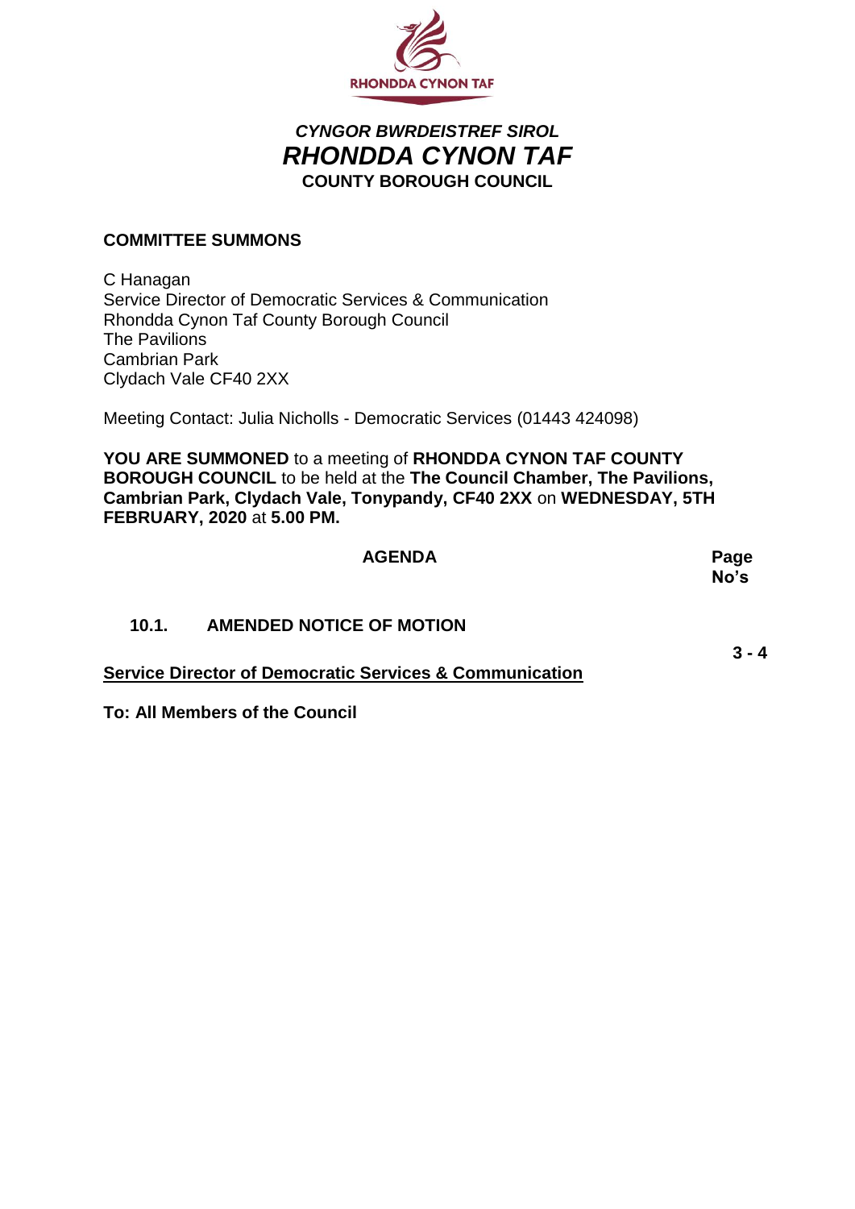RHONDDA CYNON TAF

***CYNGOR BWRDEISTREF SIROL***
***RHONDDA CYNON TAF***
**COUNTY BOROUGH COUNCIL**

## COMMITTEE SUMMONS

C Hanagan
Service Director of Democratic Services & Communication
Rhondda Cynon Taf County Borough Council
The Pavilions
Cambrian Park
Clydach Vale CF40 2XX

Meeting Contact: Julia Nicholls - Democratic Services (01443 424098)

**YOU ARE SUMMONED** to a meeting of **RHONDDA CYNON TAF COUNTY BOROUGH COUNCIL** to be held at the **The Council Chamber, The Pavilions, Cambrian Park, Clydach Vale, Tonypandy, CF40 2XX** on **WEDNESDAY, 5TH FEBRUARY, 2020** at **5.00 PM.**

| AGENDA | Page No's |
|---|---|
| **10.1. AMENDED NOTICE OF MOTION** | **3 - 4** |

**Service Director of Democratic Services & Communication**

**To: All Members of the Council**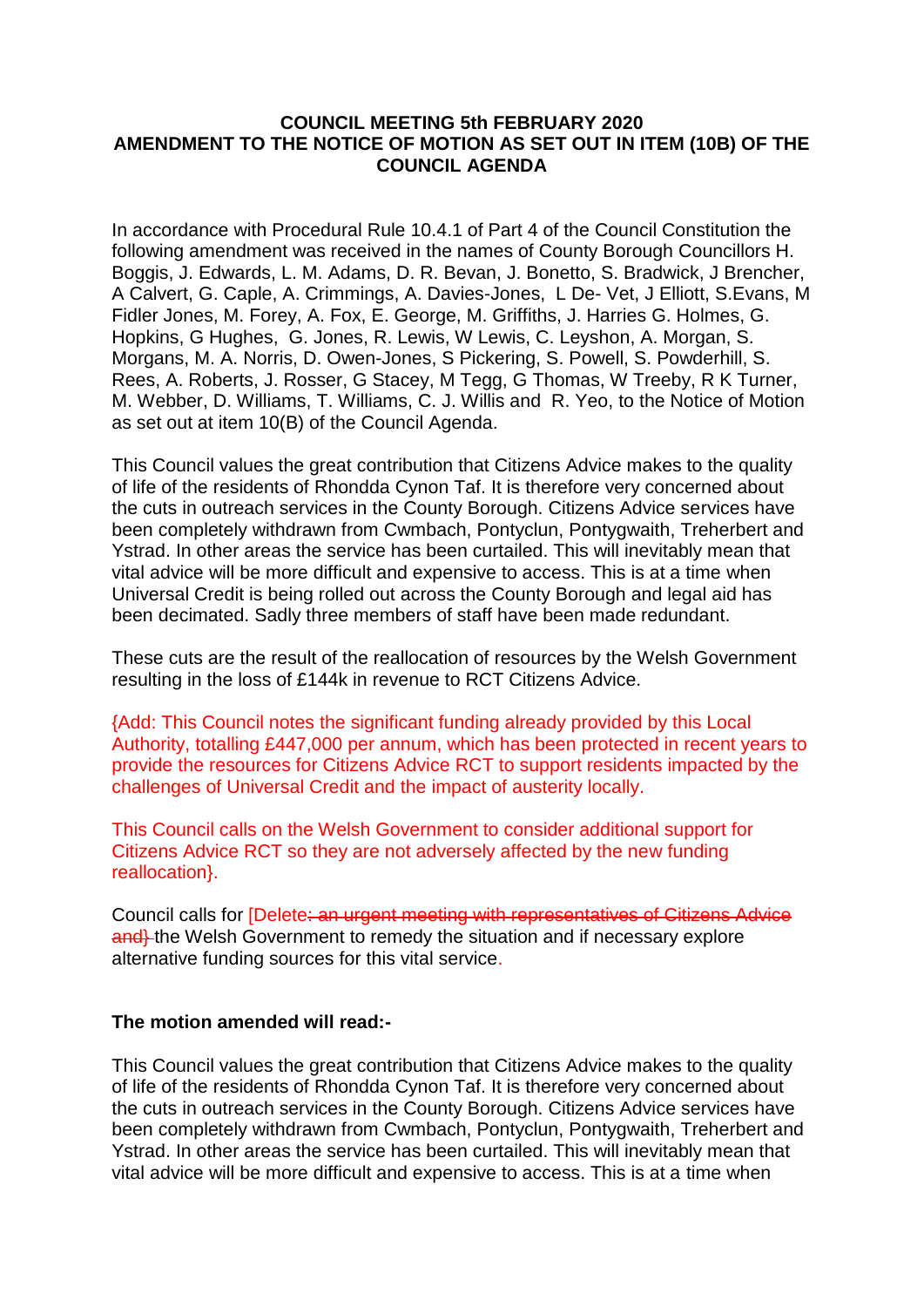**COUNCIL MEETING 5th FEBRUARY 2020**
**AMENDMENT TO THE NOTICE OF MOTION AS SET OUT IN ITEM (10B) OF THE COUNCIL AGENDA**

In accordance with Procedural Rule 10.4.1 of Part 4 of the Council Constitution the following amendment was received in the names of County Borough Councillors H. Boggis, J. Edwards, L. M. Adams, D. R. Bevan, J. Bonetto, S. Bradwick, J Brencher, A Calvert, G. Caple, A. Crimmings, A. Davies-Jones, L De- Vet, J Elliott, S.Evans, M Fidler Jones, M. Forey, A. Fox, E. George, M. Griffiths, J. Harries G. Holmes, G. Hopkins, G Hughes, G. Jones, R. Lewis, W Lewis, C. Leyshon, A. Morgan, S. Morgans, M. A. Norris, D. Owen-Jones, S Pickering, S. Powell, S. Powderhill, S. Rees, A. Roberts, J. Rosser, G Stacey, M Tegg, G Thomas, W Treeby, R K Turner, M. Webber, D. Williams, T. Williams, C. J. Willis and R. Yeo, to the Notice of Motion as set out at item 10(B) of the Council Agenda.

This Council values the great contribution that Citizens Advice makes to the quality of life of the residents of Rhondda Cynon Taf. It is therefore very concerned about the cuts in outreach services in the County Borough. Citizens Advice services have been completely withdrawn from Cwmbach, Pontyclun, Pontygwaith, Treherbert and Ystrad. In other areas the service has been curtailed. This will inevitably mean that vital advice will be more difficult and expensive to access. This is at a time when Universal Credit is being rolled out across the County Borough and legal aid has been decimated. Sadly three members of staff have been made redundant.

These cuts are the result of the reallocation of resources by the Welsh Government resulting in the loss of £144k in revenue to RCT Citizens Advice.

{Add: This Council notes the significant funding already provided by this Local Authority, totalling £447,000 per annum, which has been protected in recent years to provide the resources for Citizens Advice RCT to support residents impacted by the challenges of Universal Credit and the impact of austerity locally.

This Council calls on the Welsh Government to consider additional support for Citizens Advice RCT so they are not adversely affected by the new funding reallocation}.

Council calls for [Delete~~: an urgent meeting with representatives of Citizens Advice and]~~ the Welsh Government to remedy the situation and if necessary explore alternative funding sources for this vital service.

**The motion amended will read:-**

This Council values the great contribution that Citizens Advice makes to the quality of life of the residents of Rhondda Cynon Taf. It is therefore very concerned about the cuts in outreach services in the County Borough. Citizens Advice services have been completely withdrawn from Cwmbach, Pontyclun, Pontygwaith, Treherbert and Ystrad. In other areas the service has been curtailed. This will inevitably mean that vital advice will be more difficult and expensive to access. This is at a time when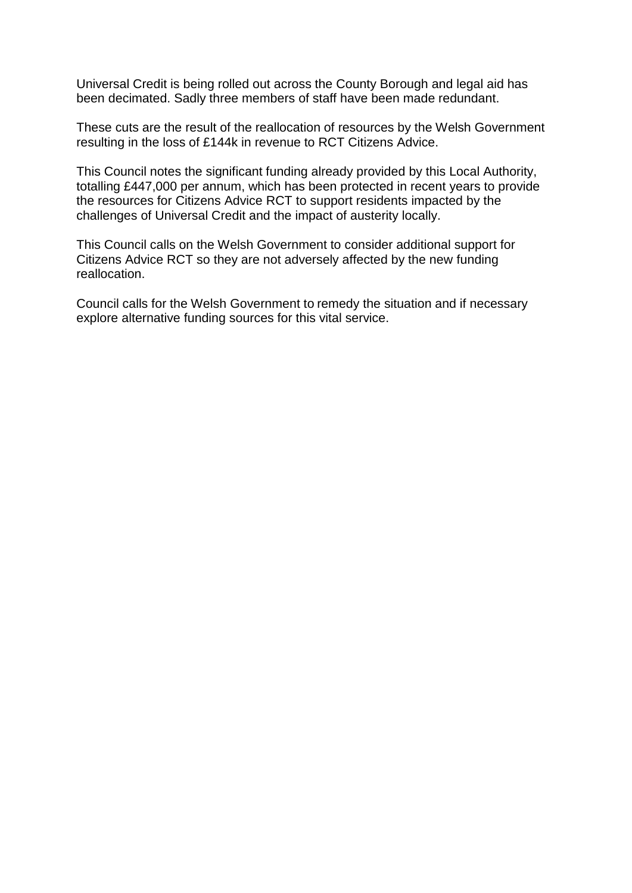Universal Credit is being rolled out across the County Borough and legal aid has been decimated. Sadly three members of staff have been made redundant.

These cuts are the result of the reallocation of resources by the Welsh Government resulting in the loss of £144k in revenue to RCT Citizens Advice.

This Council notes the significant funding already provided by this Local Authority, totalling £447,000 per annum, which has been protected in recent years to provide the resources for Citizens Advice RCT to support residents impacted by the challenges of Universal Credit and the impact of austerity locally.

This Council calls on the Welsh Government to consider additional support for Citizens Advice RCT so they are not adversely affected by the new funding reallocation.

Council calls for the Welsh Government to remedy the situation and if necessary explore alternative funding sources for this vital service.